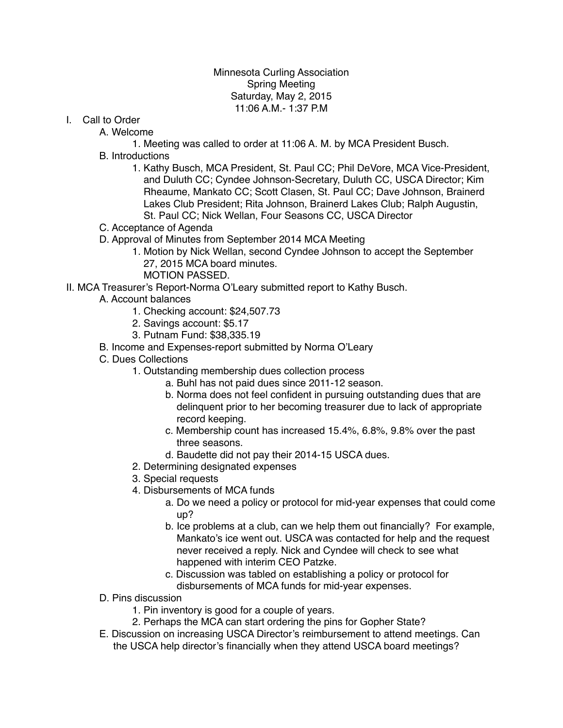Minnesota Curling Association
Spring Meeting
Saturday, May 2, 2015
11:06 A.M.- 1:37 P.M

I. Call to Order
   - A. Welcome
     1. Meeting was called to order at 11:06 A. M. by MCA President Busch.
   - B. Introductions
     1. Kathy Busch, MCA President, St. Paul CC; Phil DeVore, MCA Vice-President, and Duluth CC; Cyndee Johnson-Secretary, Duluth CC, USCA Director; Kim Rheaume, Mankato CC; Scott Clasen, St. Paul CC; Dave Johnson, Brainerd Lakes Club President; Rita Johnson, Brainerd Lakes Club; Ralph Augustin, St. Paul CC; Nick Wellan, Four Seasons CC, USCA Director
   - C. Acceptance of Agenda
   - D. Approval of Minutes from September 2014 MCA Meeting
     1. Motion by Nick Wellan, second Cyndee Johnson to accept the September 27, 2015 MCA board minutes.
        MOTION PASSED.

II. MCA Treasurer's Report-Norma O'Leary submitted report to Kathy Busch.
   - A. Account balances
     1. Checking account: $24,507.73
     2. Savings account: $5.17
     3. Putnam Fund: $38,335.19
   - B. Income and Expenses-report submitted by Norma O'Leary
   - C. Dues Collections
     1. Outstanding membership dues collection process
        - a. Buhl has not paid dues since 2011-12 season.
        - b. Norma does not feel confident in pursuing outstanding dues that are delinquent prior to her becoming treasurer due to lack of appropriate record keeping.
        - c. Membership count has increased 15.4%, 6.8%, 9.8% over the past three seasons.
        - d. Baudette did not pay their 2014-15 USCA dues.
     2. Determining designated expenses
     3. Special requests
     4. Disbursements of MCA funds
        - a. Do we need a policy or protocol for mid-year expenses that could come up?
        - b. Ice problems at a club, can we help them out financially? For example, Mankato's ice went out. USCA was contacted for help and the request never received a reply. Nick and Cyndee will check to see what happened with interim CEO Patzke.
        - c. Discussion was tabled on establishing a policy or protocol for disbursements of MCA funds for mid-year expenses.
   - D. Pins discussion
     1. Pin inventory is good for a couple of years.
     2. Perhaps the MCA can start ordering the pins for Gopher State?
   - E. Discussion on increasing USCA Director's reimbursement to attend meetings. Can the USCA help director's financially when they attend USCA board meetings?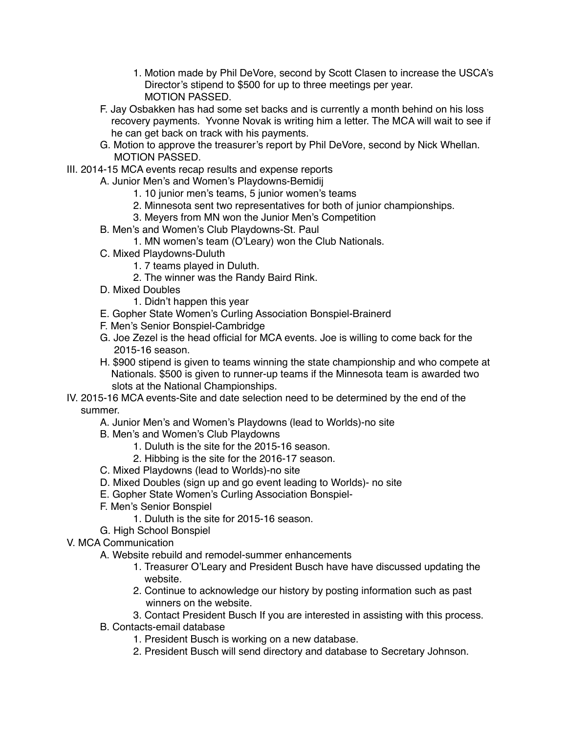1. Motion made by Phil DeVore, second by Scott Clasen to increase the USCA's Director's stipend to $500 for up to three meetings per year.
   MOTION PASSED.

F. Jay Osbakken has had some set backs and is currently a month behind on his loss recovery payments. Yvonne Novak is writing him a letter. The MCA will wait to see if he can get back on track with his payments.

G. Motion to approve the treasurer's report by Phil DeVore, second by Nick Whellan.
   MOTION PASSED.

III. 2014-15 MCA events recap results and expense reports

A. Junior Men's and Women's Playdowns-Bemidij
   1. 10 junior men's teams, 5 junior women's teams
   2. Minnesota sent two representatives for both of junior championships.
   3. Meyers from MN won the Junior Men's Competition

B. Men's and Women's Club Playdowns-St. Paul
   1. MN women's team (O'Leary) won the Club Nationals.

C. Mixed Playdowns-Duluth
   1. 7 teams played in Duluth.
   2. The winner was the Randy Baird Rink.

D. Mixed Doubles
   1. Didn't happen this year

E. Gopher State Women's Curling Association Bonspiel-Brainerd

F. Men's Senior Bonspiel-Cambridge

G. Joe Zezel is the head official for MCA events. Joe is willing to come back for the 2015-16 season.

H. $900 stipend is given to teams winning the state championship and who compete at Nationals. $500 is given to runner-up teams if the Minnesota team is awarded two slots at the National Championships.

IV. 2015-16 MCA events-Site and date selection need to be determined by the end of the summer.

A. Junior Men's and Women's Playdowns (lead to Worlds)-no site

B. Men's and Women's Club Playdowns
   1. Duluth is the site for the 2015-16 season.
   2. Hibbing is the site for the 2016-17 season.

C. Mixed Playdowns (lead to Worlds)-no site

D. Mixed Doubles (sign up and go event leading to Worlds)- no site

E. Gopher State Women's Curling Association Bonspiel-

F. Men's Senior Bonspiel
   1. Duluth is the site for 2015-16 season.

G. High School Bonspiel

V. MCA Communication

A. Website rebuild and remodel-summer enhancements
   1. Treasurer O'Leary and President Busch have have discussed updating the website.
   2. Continue to acknowledge our history by posting information such as past winners on the website.
   3. Contact President Busch If you are interested in assisting with this process.

B. Contacts-email database
   1. President Busch is working on a new database.
   2. President Busch will send directory and database to Secretary Johnson.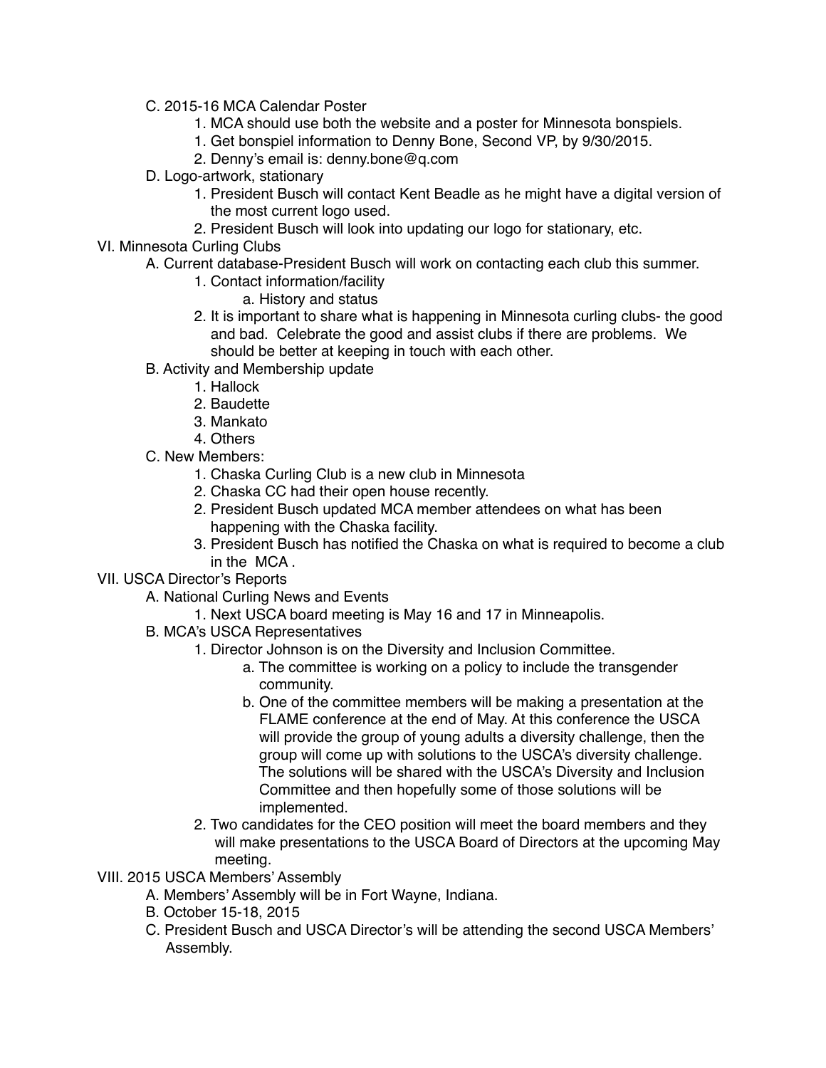C. 2015-16 MCA Calendar Poster
    1. MCA should use both the website and a poster for Minnesota bonspiels.
    1. Get bonspiel information to Denny Bone, Second VP, by 9/30/2015.
    2. Denny's email is: denny.bone@q.com

D. Logo-artwork, stationary
    1. President Busch will contact Kent Beadle as he might have a digital version of the most current logo used.
    2. President Busch will look into updating our logo for stationary, etc.

VI. Minnesota Curling Clubs

A. Current database-President Busch will work on contacting each club this summer.
    1. Contact information/facility
        a. History and status
    2. It is important to share what is happening in Minnesota curling clubs- the good and bad. Celebrate the good and assist clubs if there are problems. We should be better at keeping in touch with each other.

B. Activity and Membership update
    1. Hallock
    2. Baudette
    3. Mankato
    4. Others

C. New Members:
    1. Chaska Curling Club is a new club in Minnesota
    2. Chaska CC had their open house recently.
    2. President Busch updated MCA member attendees on what has been happening with the Chaska facility.
    3. President Busch has notified the Chaska on what is required to become a club in the MCA .

VII. USCA Director's Reports

A. National Curling News and Events
    1. Next USCA board meeting is May 16 and 17 in Minneapolis.

B. MCA's USCA Representatives
    1. Director Johnson is on the Diversity and Inclusion Committee.
        a. The committee is working on a policy to include the transgender community.
        b. One of the committee members will be making a presentation at the FLAME conference at the end of May. At this conference the USCA will provide the group of young adults a diversity challenge, then the group will come up with solutions to the USCA's diversity challenge. The solutions will be shared with the USCA's Diversity and Inclusion Committee and then hopefully some of those solutions will be implemented.
    2. Two candidates for the CEO position will meet the board members and they will make presentations to the USCA Board of Directors at the upcoming May meeting.

VIII. 2015 USCA Members' Assembly

A. Members' Assembly will be in Fort Wayne, Indiana.

B. October 15-18, 2015

C. President Busch and USCA Director's will be attending the second USCA Members' Assembly.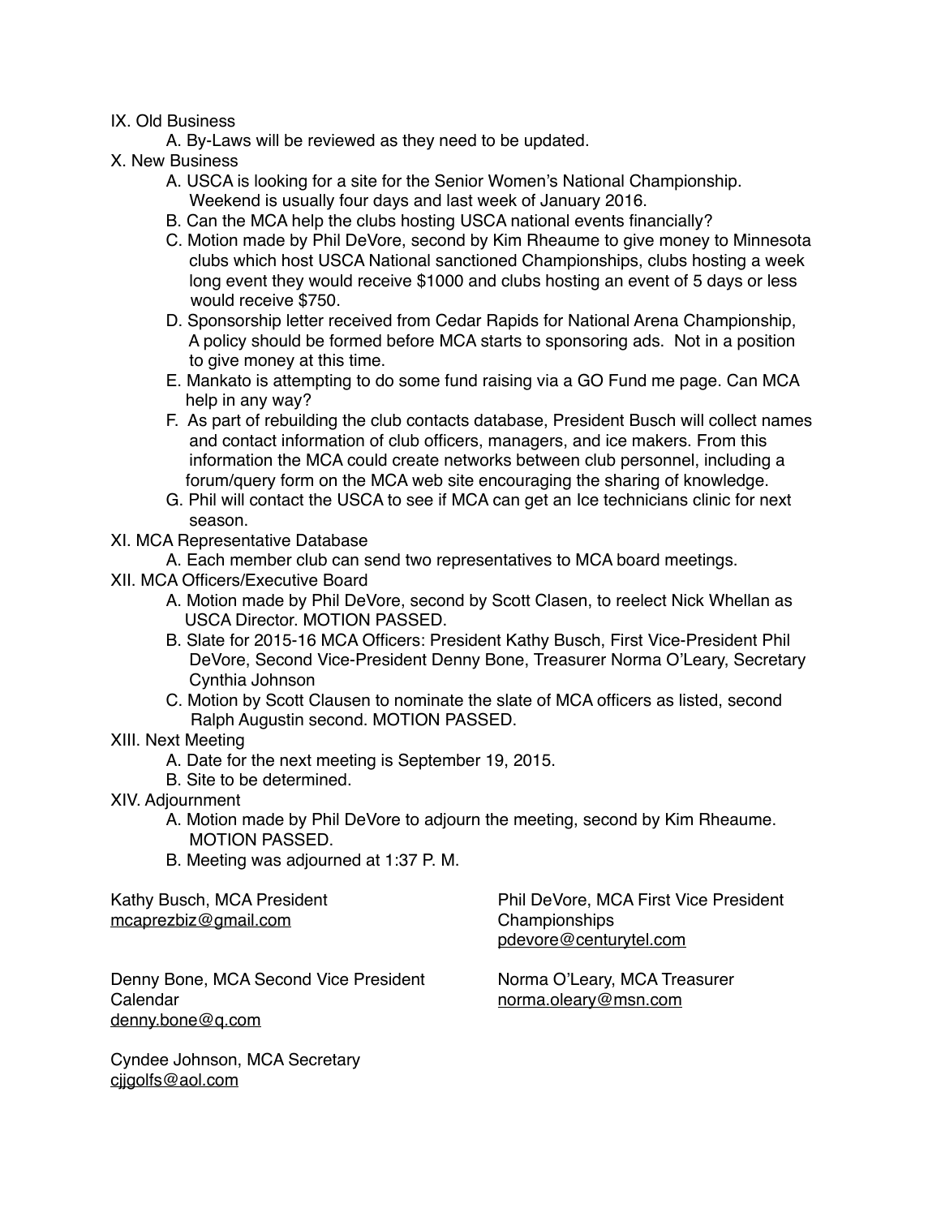IX. Old Business

   A. By-Laws will be reviewed as they need to be updated.

X. New Business

   A. USCA is looking for a site for the Senior Women's National Championship. Weekend is usually four days and last week of January 2016.

   B. Can the MCA help the clubs hosting USCA national events financially?

   C. Motion made by Phil DeVore, second by Kim Rheaume to give money to Minnesota clubs which host USCA National sanctioned Championships, clubs hosting a week long event they would receive $1000 and clubs hosting an event of 5 days or less would receive $750.

   D. Sponsorship letter received from Cedar Rapids for National Arena Championship, A policy should be formed before MCA starts to sponsoring ads. Not in a position to give money at this time.

   E. Mankato is attempting to do some fund raising via a GO Fund me page. Can MCA help in any way?

   F. As part of rebuilding the club contacts database, President Busch will collect names and contact information of club officers, managers, and ice makers. From this information the MCA could create networks between club personnel, including a forum/query form on the MCA web site encouraging the sharing of knowledge.

   G. Phil will contact the USCA to see if MCA can get an Ice technicians clinic for next season.

XI. MCA Representative Database

   A. Each member club can send two representatives to MCA board meetings.

XII. MCA Officers/Executive Board

   A. Motion made by Phil DeVore, second by Scott Clasen, to reelect Nick Whellan as USCA Director. MOTION PASSED.

   B. Slate for 2015-16 MCA Officers: President Kathy Busch, First Vice-President Phil DeVore, Second Vice-President Denny Bone, Treasurer Norma O'Leary, Secretary Cynthia Johnson

   C. Motion by Scott Clausen to nominate the slate of MCA officers as listed, second Ralph Augustin second. MOTION PASSED.

XIII. Next Meeting

   A. Date for the next meeting is September 19, 2015.

   B. Site to be determined.

XIV. Adjournment

   A. Motion made by Phil DeVore to adjourn the meeting, second by Kim Rheaume. MOTION PASSED.

   B. Meeting was adjourned at 1:37 P. M.

Kathy Busch, MCA President
mcaprezbiz@gmail.com

Phil DeVore, MCA First Vice President
Championships
pdevore@centurytel.com

Denny Bone, MCA Second Vice President
Calendar
denny.bone@q.com

Norma O'Leary, MCA Treasurer
norma.oleary@msn.com

Cyndee Johnson, MCA Secretary
cjjgolfs@aol.com